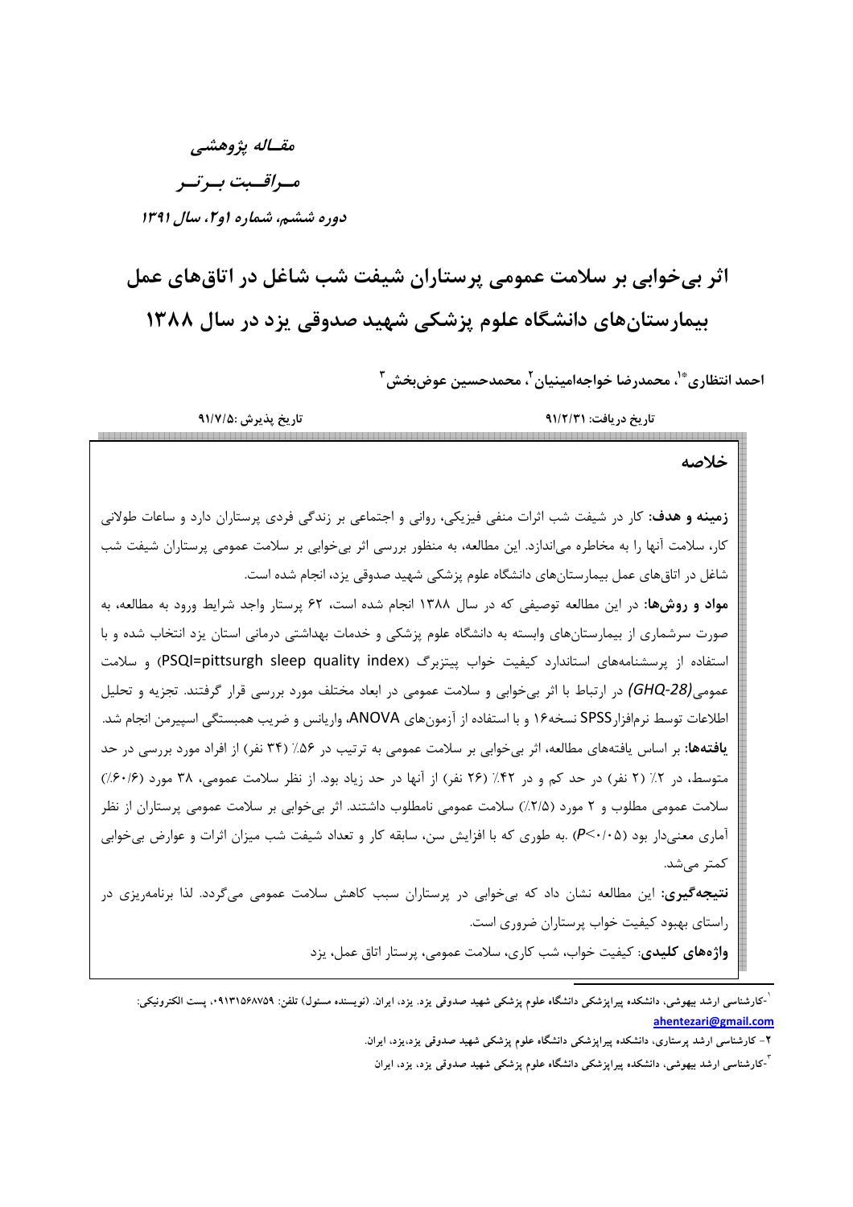مقاله پژوهشی

مراقبت برتر

دوره ششم، شماره ۱و۲، سال ۱۳۹۱

# اثر بی‌خوابی بر سلامت عمومی پرستاران شیفت شب شاغل در اتاق‌های عمل بیمارستان‌های دانشگاه علوم پزشکی شهید صدوقی یزد در سال ۱۳۸۸

احمد انتظاری[1*]، محمدرضا خواجه‌امینیان[2]، محمدحسین عوض‌بخش[3]

تاریخ دریافت: ۹۱/۲/۳۱ تاریخ پذیرش: ۹۱/۷/۵

## خلاصه

**زمینه و هدف:** کار در شیفت شب اثرات منفی فیزیکی، روانی و اجتماعی بر زندگی فردی پرستاران دارد و ساعات طولانی کار، سلامت آنها را به مخاطره می‌اندازد. این مطالعه، به منظور بررسی اثر بی‌خوابی بر سلامت عمومی پرستاران شیفت شب شاغل در اتاق‌های عمل بیمارستان‌های دانشگاه علوم پزشکی شهید صدوقی یزد، انجام شده است.

**مواد و روش‌ها:** در این مطالعه توصیفی که در سال ۱۳۸۸ انجام شده است، ۶۲ پرستار واجد شرایط ورود به مطالعه، به صورت سرشماری از بیمارستان‌های وابسته به دانشگاه علوم پزشکی و خدمات بهداشتی درمانی استان یزد انتخاب شده و با استفاده از پرسشنامه‌های استاندارد کیفیت خواب پیتزبرگ (PSQI=pittsurgh sleep quality index) و سلامت عمومی *(GHQ-28)* در ارتباط با اثر بی‌خوابی و سلامت عمومی در ابعاد مختلف مورد بررسی قرار گرفتند. تجزیه و تحلیل اطلاعات توسط نرم‌افزار SPSS نسخه۱۶ و با استفاده از آزمون‌های ANOVA، واریانس و ضریب همبستگی اسپیرمن انجام شد.

**یافته‌ها:** بر اساس یافته‌های مطالعه، اثر بی‌خوابی بر سلامت عمومی به ترتیب در ۵۶٪ (۳۴ نفر) از افراد مورد بررسی در حد متوسط، در ۲٪ (۲ نفر) در حد کم و در ۴۲٪ (۲۶ نفر) از آنها در حد زیاد بود. از نظر سلامت عمومی، ۳۸ مورد (۶۰/۶٪) سلامت عمومی مطلوب و ۲ مورد (۲/۵٪) سلامت عمومی نامطلوب داشتند. اثر بی‌خوابی بر سلامت عمومی پرستاران از نظر آماری معنی‌دار بود ($P<۰/۰۵$) .به طوری که با افزایش سن، سابقه کار و تعداد شیفت شب میزان اثرات و عوارض بی‌خوابی کمتر می‌شد.

**نتیجه‌گیری:** این مطالعه نشان داد که بی‌خوابی در پرستاران سبب کاهش سلامت عمومی می‌گردد. لذا برنامه‌ریزی در راستای بهبود کیفیت خواب پرستاران ضروری است.

**واژه‌های کلیدی**: کیفیت خواب، شب کاری، سلامت عمومی، پرستار اتاق عمل، یزد

---

[1] -کارشناسی ارشد بیهوشی، دانشکده پیراپزشکی دانشگاه علوم پزشکی شهید صدوقی یزد. یزد، ایران. (نویسنده مسئول) تلفن: ۰۹۱۳۱۵۶۸۷۵۹، پست الکترونیکی: ahentezari@gmail.com

[2] – کارشناسی ارشد پرستاری، دانشکده پیراپزشکی دانشگاه علوم پزشکی شهید صدوقی یزد،یزد، ایران.

[3] -کارشناسی ارشد بیهوشی، دانشکده پیراپزشکی دانشگاه علوم پزشکی شهید صدوقی یزد، یزد، ایران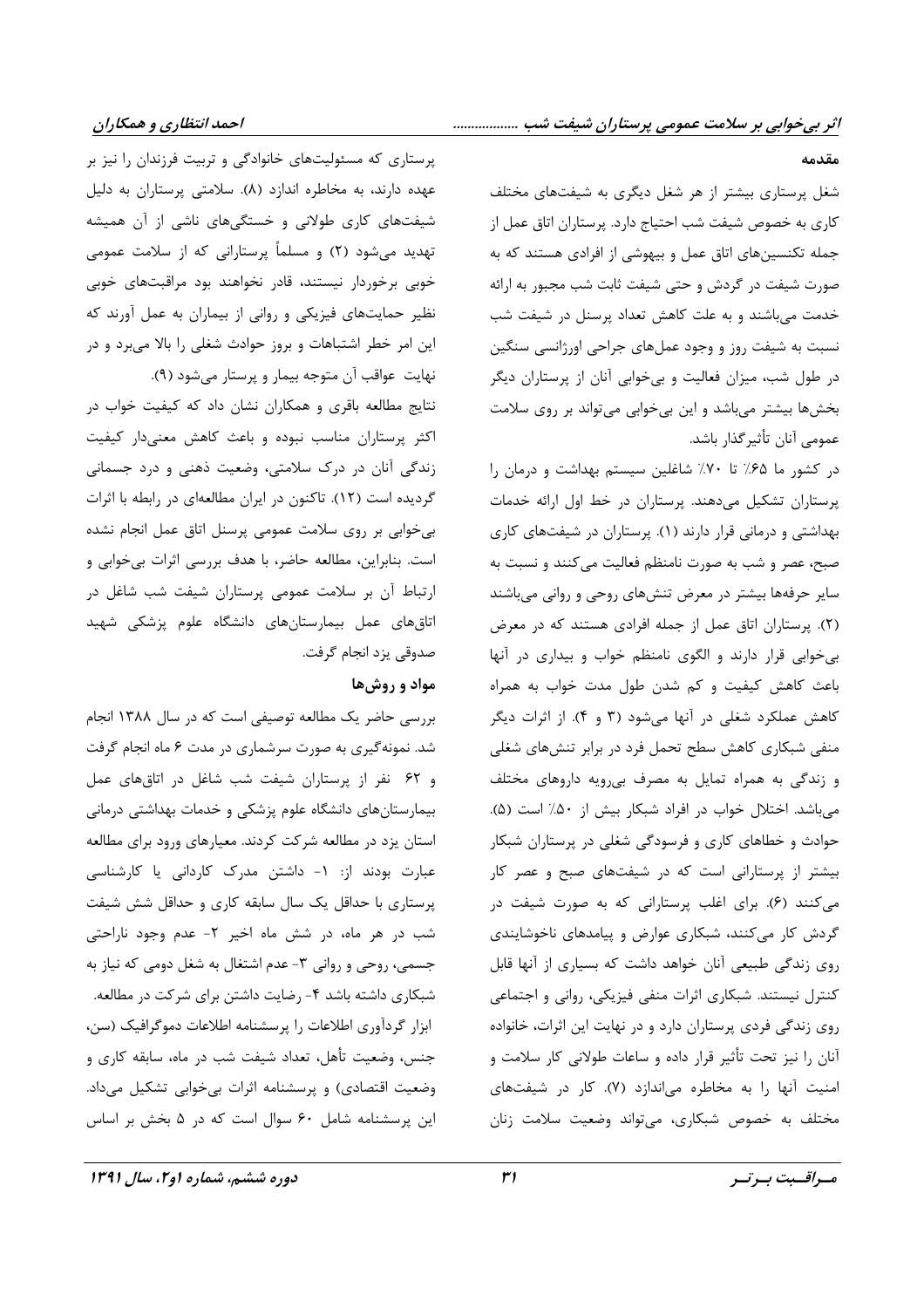## مقدمه

شغل پرستاری بیشتر از هر شغل دیگری به شیفت‌های مختلف کاری به خصوص شیفت شب احتیاج دارد. پرستاران اتاق عمل از جمله تکنسین‌های اتاق عمل و بیهوشی از افرادی هستند که به صورت شیفت در گردش و حتی شیفت ثابت شب مجبور به ارائه خدمت می‌باشند و به علت کاهش تعداد پرسنل در شیفت شب نسبت به شیفت روز و وجود عمل‌های جراحی اورژانسی سنگین در طول شب، میزان فعالیت و بی‌خوابی آنان از پرستاران دیگر بخش‌ها بیشتر می‌باشد و این بی‌خوابی می‌تواند بر روی سلامت عمومی آنان تأثیرگذار باشد.

در کشور ما ۶۵٪ تا ۷۰٪ شاغلین سیستم بهداشت و درمان را پرستاران تشکیل می‌دهند. پرستاران در خط اول ارائه خدمات بهداشتی و درمانی قرار دارند (۱). پرستاران در شیفت‌های کاری صبح، عصر و شب به صورت نامنظم فعالیت می‌کنند و نسبت به سایر حرفه‌ها بیشتر در معرض تنش‌های روحی و روانی می‌باشند (۲). پرستاران اتاق عمل از جمله افرادی هستند که در معرض بی‌خوابی قرار دارند و الگوی نامنظم خواب و بیداری در آنها باعث کاهش کیفیت و کم شدن طول مدت خواب به همراه کاهش عملکرد شغلی در آنها می‌شود (۳ و ۴). از اثرات دیگر منفی شبکاری کاهش سطح تحمل فرد در برابر تنش‌های شغلی و زندگی به همراه تمایل به مصرف بی‌رویه داروهای مختلف می‌باشد. اختلال خواب در افراد شبکار بیش از ۵۰٪ است (۵). حوادث و خطاهای کاری و فرسودگی شغلی در پرستاران شبکار بیشتر از پرستارانی است که در شیفت‌های صبح و عصر کار می‌کنند (۶). برای اغلب پرستارانی که به صورت شیفت در گردش کار می‌کنند، شبکاری عوارض و پیامدهای ناخوشایندی روی زندگی طبیعی آنان خواهد داشت که بسیاری از آنها قابل کنترل نیستند. شبکاری اثرات منفی فیزیکی، روانی و اجتماعی روی زندگی فردی پرستاران دارد و در نهایت این اثرات، خانواده آنان را نیز تحت تأثیر قرار داده و ساعات طولانی کار سلامت و امنیت آنها را به مخاطره می‌اندازد (۷). کار در شیفت‌های مختلف به خصوص شبکاری، می‌تواند وضعیت سلامت زنان پرستاری که مسئولیت‌های خانوادگی و تربیت فرزندان را نیز بر عهده دارند، به مخاطره اندازد (۸). سلامتی پرستاران به دلیل شیفت‌های کاری طولانی و خستگی‌های ناشی از آن همیشه تهدید می‌شود (۲) و مسلماً پرستارانی که از سلامت عمومی خوبی برخوردار نیستند، قادر نخواهند بود مراقبت‌های خوبی نظیر حمایت‌های فیزیکی و روانی از بیماران به عمل آورند که این امر خطر اشتباهات و بروز حوادث شغلی را بالا می‌برد و در نهایت عواقب آن متوجه بیمار و پرستار می‌شود (۹).

نتایج مطالعه باقری و همکاران نشان داد که کیفیت خواب در اکثر پرستاران مناسب نبوده و باعث کاهش معنی‌دار کیفیت زندگی آنان در درک سلامتی، وضعیت ذهنی و درد جسمانی گردیده است (۱۲). تاکنون در ایران مطالعه‌ای در رابطه با اثرات بی‌خوابی بر روی سلامت عمومی پرسنل اتاق عمل انجام نشده است. بنابراین، مطالعه حاضر، با هدف بررسی اثرات بی‌خوابی و ارتباط آن بر سلامت عمومی پرستاران شیفت شب شاغل در اتاق‌های عمل بیمارستان‌های دانشگاه علوم پزشکی شهید صدوقی یزد انجام گرفت.

## مواد و روش‌ها

بررسی حاضر یک مطالعه توصیفی است که در سال ۱۳۸۸ انجام شد. نمونه‌گیری به صورت سرشماری در مدت ۶ ماه انجام گرفت و ۶۲ نفر از پرستاران شیفت شب شاغل در اتاق‌های عمل بیمارستان‌های دانشگاه علوم پزشکی و خدمات بهداشتی درمانی استان یزد در مطالعه شرکت کردند. معیارهای ورود برای مطالعه عبارت بودند از: ۱- داشتن مدرک کاردانی یا کارشناسی پرستاری با حداقل یک سال سابقه کاری و حداقل شش شیفت شب در هر ماه، در شش ماه اخیر ۲- عدم وجود ناراحتی جسمی، روحی و روانی ۳- عدم اشتغال به شغل دومی که نیاز به شبکاری داشته باشد ۴- رضایت داشتن برای شرکت در مطالعه.

ابزار گردآوری اطلاعات را پرسشنامه اطلاعات دموگرافیک (سن، جنس، وضعیت تأهل، تعداد شیفت شب در ماه، سابقه کاری و وضعیت اقتصادی) و پرسشنامه اثرات بی‌خوابی تشکیل می‌داد. این پرسشنامه شامل ۶۰ سوال است که در ۵ بخش بر اساس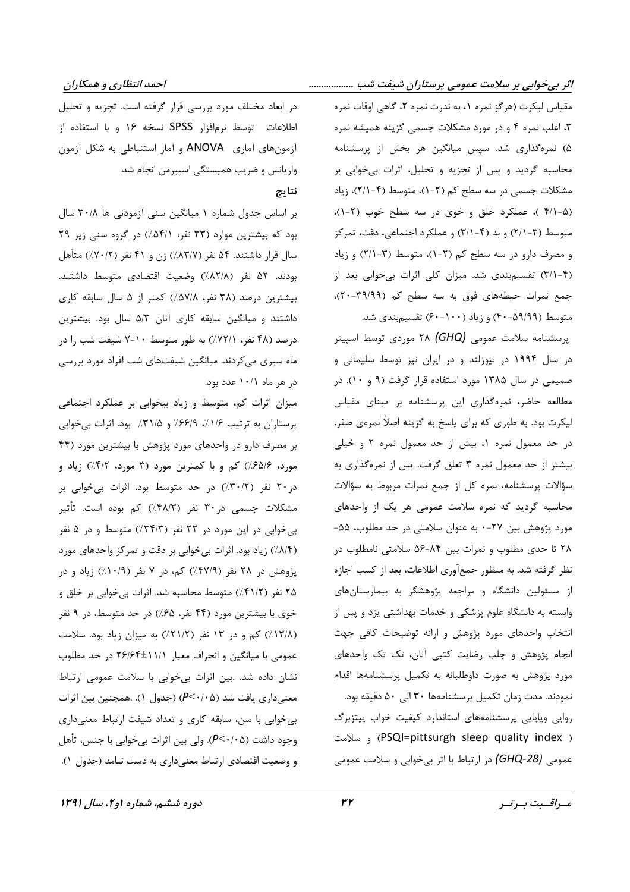مقیاس لیکرت (هرگز نمره ۱، به ندرت نمره ۲، گاهی اوقات نمره ۳، اغلب نمره ۴ و در مورد مشکلات جسمی گزینه همیشه نمره ۵) نمره‌گذاری شد. سپس میانگین هر بخش از پرسشنامه محاسبه گردید و پس از تجزیه و تحلیل، اثرات بی‌خوابی بر مشکلات جسمی در سه سطح کم (۲-۱)، متوسط (۴-۲/۱)، زیاد (۵-۴/۱)، عملکرد خلق و خوی در سه سطح خوب (۲-۱)، متوسط (۳-۲/۱) و بد (۴-۳/۱) و عملکرد اجتماعی، دقت، تمرکز و مصرف دارو در سه سطح کم (۲-۱)، متوسط (۳-۲/۱) و زیاد (۴-۳/۱) تقسیم‌بندی شد. میزان کلی اثرات بی‌خوابی بعد از جمع نمرات حیطه‌های فوق به سه سطح کم (۳۹/۹۹-۲۰)، متوسط (۵۹/۹۹-۴۰) و زیاد (۱۰۰-۶۰) تقسیم‌بندی شد.

پرسشنامه سلامت عمومی *(GHQ)* ۲۸ موردی توسط اسپینر در سال ۱۹۹۴ در نیوزلند و در ایران نیز توسط سلیمانی و صمیمی در سال ۱۳۸۵ مورد استفاده قرار گرفت (۹ و ۱۰). در مطالعه حاضر، نمره‌گذاری این پرسشنامه بر مبنای مقیاس لیکرت بود. به طوری که برای پاسخ به گزینه اصلاً نمره‌ی صفر، در حد معمول نمره ۱، بیش از حد معمول نمره ۲ و خیلی بیشتر از حد معمول نمره ۳ تعلق گرفت. پس از نمره‌گذاری به سؤالات پرسشنامه، نمره کل از جمع نمرات مربوط به سؤالات محاسبه گردید که نمره سلامت عمومی هر یک از واحدهای مورد پژوهش بین ۲۷-۰ به عنوان سلامتی در حد مطلوب، ۵۵-۲۸ تا حدی مطلوب و نمرات بین ۸۴-۵۶ سلامتی نامطلوب در نظر گرفته شد. به منظور جمع‌آوری اطلاعات، بعد از کسب اجازه از مسئولین دانشگاه و مراجعه پژوهشگر به بیمارستان‌های وابسته به دانشگاه علوم پزشکی و خدمات بهداشتی یزد و پس از انتخاب واحدهای مورد پژوهش و ارائه توضیحات کافی جهت انجام پژوهش و جلب رضایت کتبی آنان، تک تک واحدهای مورد پژوهش به صورت داوطلبانه به تکمیل پرسشنامه‌ها اقدام نمودند. مدت زمان تکمیل پرسشنامه‌ها ۳۰ الی ۵۰ دقیقه بود.

روایی وپایایی پرسشنامه‌های استاندارد کیفیت خواب پیتزبرگ (PSQI=pittsurgh sleep quality index) و سلامت عمومی *(GHQ-28)* در ارتباط با اثر بی‌خوابی و سلامت عمومی در ابعاد مختلف مورد بررسی قرار گرفته است. تجزیه و تحلیل اطلاعات توسط نرم‌افزار SPSS نسخه ۱۶ و با استفاده از آزمون‌های آماری ANOVA و آمار استنباطی به شکل آزمون واریانس و ضریب همبستگی اسپیرمن انجام شد.

## نتایج

بر اساس جدول شماره ۱ میانگین سنی آزمودنی ها ۳۰/۸ سال بود که بیشترین موارد (۳۳ نفر، ۵۴/۱٪) در گروه سنی زیر ۲۹ سال قرار داشتند. ۵۴ نفر (۸۳/۷٪) زن و ۴۱ نفر (۷۰/۲٪) متأهل بودند. ۵۲ نفر (۸۲/۸٪) وضعیت اقتصادی متوسط داشتند. بیشترین درصد (۳۸ نفر، ۵۷/۸٪) کمتر از ۵ سال سابقه کاری داشتند و میانگین سابقه کاری آنان ۵/۳ سال بود. بیشترین درصد (۴۸ نفر، ۷۲/۱٪) به طور متوسط ۱۰-۷ شیفت شب را در ماه سپری می‌کردند. میانگین شیفت‌های شب افراد مورد بررسی در هر ماه ۱۰/۱ عدد بود.

میزان اثرات کم، متوسط و زیاد بیخوابی بر عملکرد اجتماعی پرستاران به ترتیب ۱/۶٪، ۶۶/۹٪ و ۳۱/۵٪ بود. اثرات بی‌خوابی بر مصرف دارو در واحدهای مورد پژوهش با بیشترین مورد (۴۴ مورد، ۶۵/۶٪) کم و با کمترین مورد (۳ مورد، ۴/۲٪) زیاد و در۲۰ نفر (۳۰/۲٪) در حد متوسط بود. اثرات بی‌خوابی بر مشکلات جسمی در۳۰ نفر (۴۸/۳٪) کم بوده است. تأثیر بی‌خوابی در این مورد در ۲۲ نفر (۳۴/۳٪) متوسط و در ۵ نفر (۸/۴٪) زیاد بود. اثرات بی‌خوابی بر دقت و تمرکز واحدهای مورد پژوهش در ۲۸ نفر (۴۷/۹٪) کم، در ۷ نفر (۱۰/۹٪) زیاد و در ۲۵ نفر (۴۱/۲٪) متوسط محاسبه شد. اثرات بی‌خوابی بر خلق و خوی با بیشترین مورد (۴۴ نفر، ۶۵٪) در حد متوسط، در ۹ نفر (۱۳/۸٪) کم و در ۱۳ نفر (۲۱/۲٪) به میزان زیاد بود. سلامت عمومی با میانگین و انحراف معیار ۱۱/۱±۲۶/۶۴ در حد مطلوب نشان داده شد. .بین اثرات بی‌خوابی با سلامت عمومی ارتباط معنی‌داری یافت شد ($P<0/05$) (جدول ۱). .همچنین بین اثرات بی‌خوابی با سن، سابقه کاری و تعداد شیفت ارتباط معنی‌داری وجود داشت ($P<0/05$). ولی بین اثرات بی‌خوابی با جنس، تأهل و وضعیت اقتصادی ارتباط معنی‌داری به دست نیامد (جدول ۱).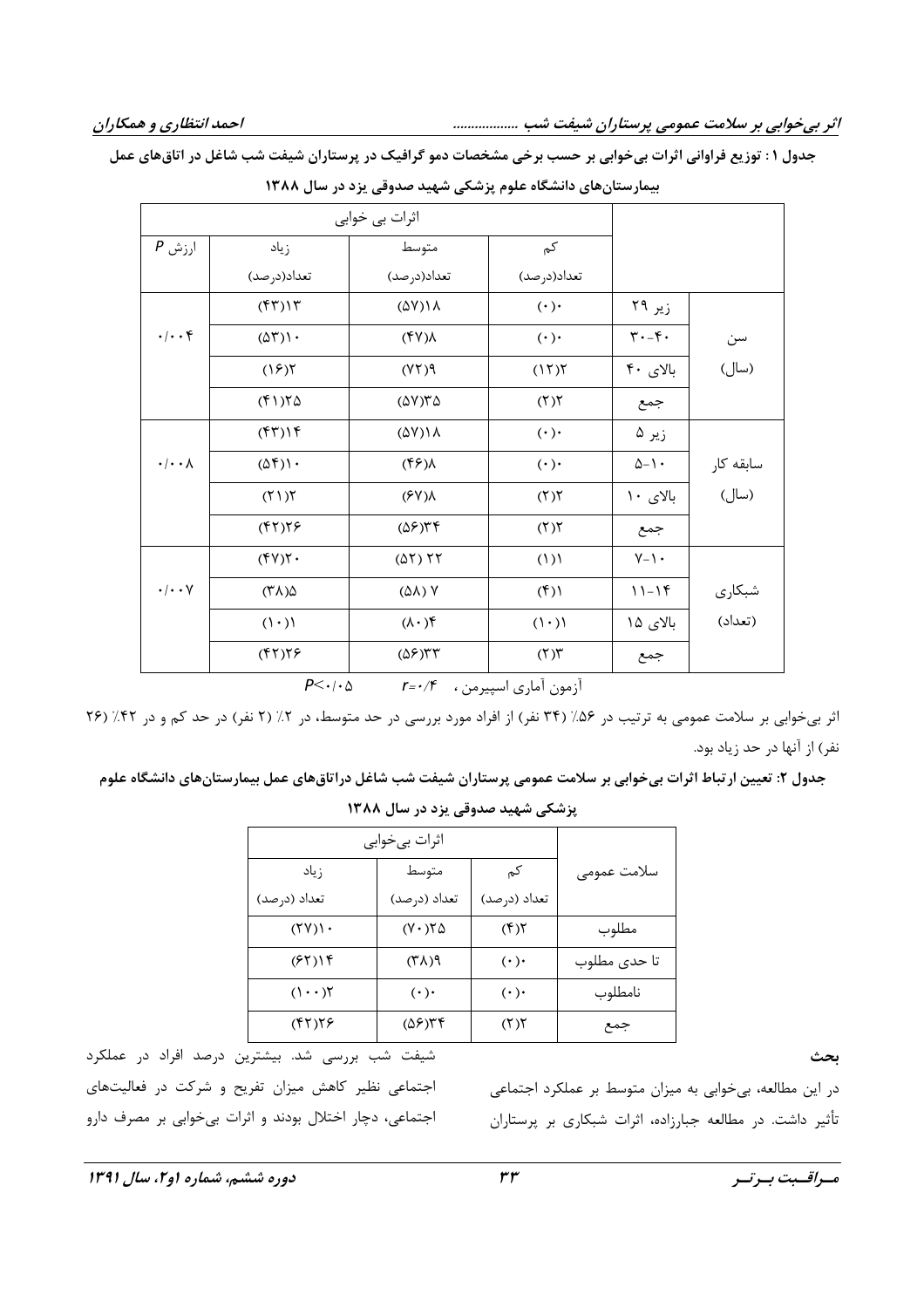**جدول ۱: توزیع فراوانی اثرات بی‌خوابی بر حسب برخی مشخصات دمو گرافیک در پرستاران شیفت شب شاغل در اتاق‌های عمل بیمارستان‌های دانشگاه علوم پزشکی شهید صدوقی یزد در سال ۱۳۸۸**

| | | اثرات بی خوابی | | | |
|---|---|---|---|---|---|
| | | کم تعداد(درصد) | متوسط تعداد(درصد) | زیاد تعداد(درصد) | ارزش P |
| سن (سال) | زیر ۲۹ | ۰(۰) | ۱۸(۵۷) | ۱۳(۴۳) | ۰/۰۰۴ |
| | ۴۰-۳۰ | ۰(۰) | ۸(۴۷) | ۱۰(۵۳) | |
| | بالای ۴۰ | ۲(۱۲) | ۹(۷۲) | ۲(۱۶) | |
| | جمع | ۲(۲) | ۳۵(۵۷) | ۲۵(۴۱) | |
| سابقه کار (سال) | زیر ۵ | ۰(۰) | ۱۸(۵۷) | ۱۴(۴۳) | ۰/۰۰۸ |
| | ۱۰-۵ | ۰(۰) | ۸(۴۶) | ۱۰(۵۴) | |
| | بالای ۱۰ | ۲(۲) | ۸(۶۷) | ۳(۲۱) | |
| | جمع | ۲(۲) | ۳۴(۵۶) | ۲۶(۴۲) | |
| شبکاری (تعداد) | ۱۰-۷ | ۱(۱) | ۲۲ (۵۲) | ۲۰(۴۷) | ۰/۰۰۷ |
| | ۱۴-۱۱ | ۱(۴) | ۷ (۵۸) | ۵(۳۸) | |
| | بالای ۱۵ | ۱(۱۰) | ۴(۸۰) | ۱(۱۰) | |
| | جمع | ۳(۲) | ۳۳(۵۶) | ۲۶(۴۲) | |

آزمون آماری اسپیرمن ، $r=۰/۴$ $P<۰/۰۵$

اثر بی‌خوابی بر سلامت عمومی به ترتیب در ۵۶٪ (۳۴ نفر) از افراد مورد بررسی در حد متوسط، در ۲٪ (۲ نفر) در حد کم و در ۴۲٪ (۲۶ نفر) از آنها در حد زیاد بود.

**جدول ۲: تعیین ارتباط اثرات بی‌خوابی بر سلامت عمومی پرستاران شیفت شب شاغل دراتاق‌های عمل بیمارستان‌های دانشگاه علوم پزشکی شهید صدوقی یزد در سال ۱۳۸۸**

| سلامت عمومی | اثرات بی‌خوابی | | |
|---|---|---|---|
| | کم تعداد (درصد) | متوسط تعداد (درصد) | زیاد تعداد (درصد) |
| مطلوب | ۲(۴) | ۲۵(۷۰) | ۱۰(۲۷) |
| تا حدی مطلوب | ۰(۰) | ۹(۳۸) | ۱۴(۶۲) |
| نامطلوب | ۰(۰) | ۰(۰) | ۲(۱۰۰) |
| جمع | ۲(۲) | ۳۴(۵۶) | ۲۶(۴۲) |

## بحث

در این مطالعه، بی‌خوابی به میزان متوسط بر عملکرد اجتماعی تأثیر داشت. در مطالعه جبارزاده، اثرات شبکاری بر پرستاران شیفت شب بررسی شد. بیشترین درصد افراد در عملکرد اجتماعی نظیر کاهش میزان تفریح و شرکت در فعالیت‌های اجتماعی، دچار اختلال بودند و اثرات بی‌خوابی بر مصرف دارو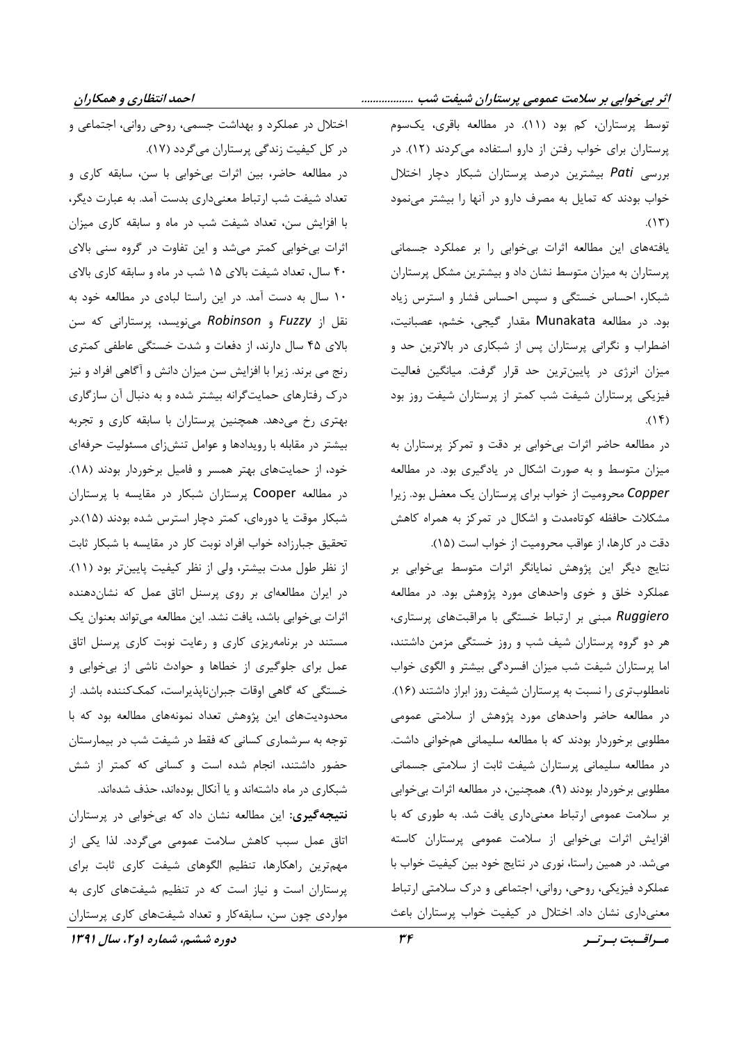توسط پرستاران، کم بود (۱۱). در مطالعه باقری، یک‌سوم پرستاران برای خواب رفتن از دارو استفاده می‌کردند (۱۲). در بررسی ***Pati*** بیشترین درصد پرستاران شبکار دچار اختلال خواب بودند که تمایل به مصرف دارو در آنها را بیشتر می‌نمود (۱۳).

یافته‌های این مطالعه اثرات بی‌خوابی را بر عملکرد جسمانی پرستاران به میزان متوسط نشان داد و بیشترین مشکل پرستاران شبکار، احساس خستگی و سپس احساس فشار و استرس زیاد بود. در مطالعه Munakata مقدار گیجی، خشم، عصبانیت، اضطراب و نگرانی پرستاران پس از شبکاری در بالاترین حد و میزان انرژی در پایین‌ترین حد قرار گرفت. میانگین فعالیت فیزیکی پرستاران شیفت شب کمتر از پرستاران شیفت روز بود (۱۴).

در مطالعه حاضر اثرات بی‌خوابی بر دقت و تمرکز پرستاران به میزان متوسط و به صورت اشکال در یادگیری بود. در مطالعه ***Copper*** محرومیت از خواب برای پرستاران یک معضل بود. زیرا مشکلات حافظه کوتاه‌مدت و اشکال در تمرکز به همراه کاهش دقت در کارها، از عواقب محرومیت از خواب است (۱۵).

نتایج دیگر این پژوهش نمایانگر اثرات متوسط بی‌خوابی بر عملکرد خلق و خوی واحدهای مورد پژوهش بود. در مطالعه ***Ruggiero*** مبنی بر ارتباط خستگی با مراقبت‌های پرستاری، هر دو گروه پرستاران شیف شب و روز خستگی مزمن داشتند، اما پرستاران شیفت شب میزان افسردگی بیشتر و الگوی خواب نامطلوب‌تری را نسبت به پرستاران شیفت روز ابراز داشتند (۱۶). در مطالعه حاضر واحدهای مورد پژوهش از سلامتی عمومی مطلوبی برخوردار بودند که با مطالعه سلیمانی هم‌خوانی داشت. در مطالعه سلیمانی پرستاران شیفت ثابت از سلامتی جسمانی مطلوبی برخوردار بودند (۹). همچنین، در مطالعه اثرات بی‌خوابی بر سلامت عمومی ارتباط معنی‌داری یافت شد. به طوری که با افزایش اثرات بی‌خوابی از سلامت عمومی پرستاران کاسته می‌شد. در همین راستا، نوری در نتایج خود بین کیفیت خواب با عملکرد فیزیکی، روحی، روانی، اجتماعی و درک سلامتی ارتباط معنی‌داری نشان داد. اختلال در کیفیت خواب پرستاران باعث اختلال در عملکرد و بهداشت جسمی، روحی روانی، اجتماعی و در کل کیفیت زندگی پرستاران می‌گردد (۱۷).

در مطالعه حاضر، بین اثرات بی‌خوابی با سن، سابقه کاری و تعداد شیفت شب ارتباط معنی‌داری بدست آمد. به عبارت دیگر، با افزایش سن، تعداد شیفت شب در ماه و سابقه کاری میزان اثرات بی‌خوابی کمتر می‌شد و این تفاوت در گروه سنی بالای ۴۰ سال، تعداد شیفت بالای ۱۵ شب در ماه و سابقه کاری بالای ۱۰ سال به دست آمد. در این راستا لبادی در مطالعه خود به نقل از ***Fuzzy*** و ***Robinson*** می‌نویسد، پرستارانی که سن بالای ۴۵ سال دارند، از دفعات و شدت خستگی عاطفی کمتری رنج می برند. زیرا با افزایش سن میزان دانش و آگاهی افراد و نیز درک رفتارهای حمایت‌گرانه بیشتر شده و به دنبال آن سازگاری بهتری رخ می‌دهد. همچنین پرستاران با سابقه کاری و تجربه بیشتر در مقابله با رویدادها و عوامل تنش‌زای مسئولیت حرفه‌ای خود، از حمایت‌های بهتر همسر و فامیل برخوردار بودند (۱۸). در مطالعه Cooper پرستاران شبکار در مقایسه با پرستاران شبکار موقت یا دوره‌ای، کمتر دچار استرس شده بودند (۱۵).در تحقیق جبارزاده خواب افراد نوبت کار در مقایسه با شبکار ثابت از نظر طول مدت بیشتر، ولی از نظر کیفیت پایین‌تر بود (۱۱). در ایران مطالعه‌ای بر روی پرسنل اتاق عمل که نشان‌دهنده اثرات بی‌خوابی باشد، یافت نشد. این مطالعه می‌تواند بعنوان یک مستند در برنامه‌ریزی کاری و رعایت نوبت کاری پرسنل اتاق عمل برای جلوگیری از خطاها و حوادث ناشی از بی‌خوابی و خستگی که گاهی اوقات جبران‌ناپذیراست، کمک‌کننده باشد. از محدودیت‌های این پژوهش تعداد نمونه‌های مطالعه بود که با توجه به سرشماری کسانی که فقط در شیفت شب در بیمارستان حضور داشتند، انجام شده است و کسانی که کمتر از شش شبکاری در ماه داشته‌اند و یا آنکال بوده‌اند، حذف شده‌اند.

**نتیجه‌گیری:** این مطالعه نشان داد که بی‌خوابی در پرستاران اتاق عمل سبب کاهش سلامت عمومی می‌گردد. لذا یکی از مهم‌ترین راهکارها، تنظیم الگوهای شیفت کاری ثابت برای پرستاران است و نیاز است که در تنظیم شیفت‌های کاری به مواردی چون سن، سابقه‌کار و تعداد شیفت‌های کاری پرستاران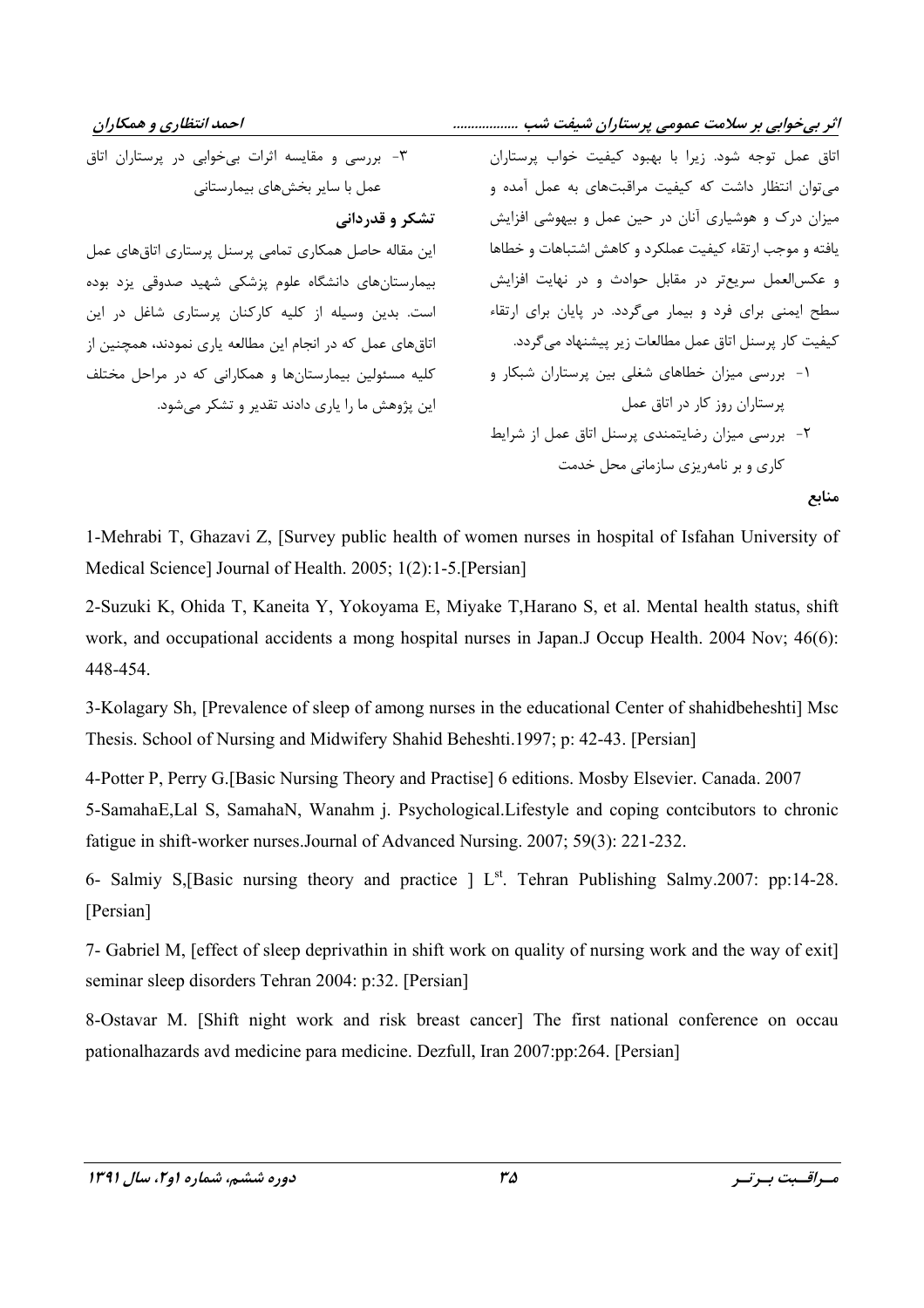اتاق عمل توجه شود. زیرا با بهبود کیفیت خواب پرستاران می‌توان انتظار داشت که کیفیت مراقبت‌های به عمل آمده و میزان درک و هوشیاری آنان در حین عمل و بیهوشی افزایش یافته و موجب ارتقاء کیفیت عملکرد و کاهش اشتباهات و خطاها و عکس‌العمل سریع‌تر در مقابل حوادث و در نهایت افزایش سطح ایمنی برای فرد و بیمار می‌گردد. در پایان برای ارتقاء کیفیت کار پرسنل اتاق عمل مطالعات زیر پیشنهاد می‌گردد.

۱- بررسی میزان خطاهای شغلی بین پرستاران شبکار و پرستاران روز کار در اتاق عمل

۲- بررسی میزان رضایتمندی پرسنل اتاق عمل از شرایط کاری و بر نامه‌ریزی سازمانی محل خدمت

۳- بررسی و مقایسه اثرات بی‌خوابی در پرستاران اتاق عمل با سایر بخش‌های بیمارستانی

**تشکر و قدردانی**

این مقاله حاصل همکاری تمامی پرسنل پرستاری اتاق‌های عمل بیمارستان‌های دانشگاه علوم پزشکی شهید صدوقی یزد بوده است. بدین وسیله از کلیه کارکنان پرستاری شاغل در این اتاق‌های عمل که در انجام این مطالعه یاری نمودند، همچنین از کلیه مسئولین بیمارستان‌ها و همکارانی که در مراحل مختلف این پژوهش ما را یاری دادند تقدیر و تشکر می‌شود.

**منابع**

1-Mehrabi T, Ghazavi Z, [Survey public health of women nurses in hospital of Isfahan University of Medical Science] Journal of Health. 2005; 1(2):1-5.[Persian]

2-Suzuki K, Ohida T, Kaneita Y, Yokoyama E, Miyake T,Harano S, et al. Mental health status, shift work, and occupational accidents a mong hospital nurses in Japan.J Occup Health. 2004 Nov; 46(6): 448-454.

3-Kolagary Sh, [Prevalence of sleep of among nurses in the educational Center of shahidbeheshti] Msc Thesis. School of Nursing and Midwifery Shahid Beheshti.1997; p: 42-43. [Persian]

4-Potter P, Perry G.[Basic Nursing Theory and Practise] 6 editions. Mosby Elsevier. Canada. 2007

5-SamahaE,Lal S, SamahaN, Wanahm j. Psychological.Lifestyle and coping contcibutors to chronic fatigue in shift-worker nurses.Journal of Advanced Nursing. 2007; 59(3): 221-232.

6- Salmiy S,[Basic nursing theory and practice ] L[st]. Tehran Publishing Salmy.2007: pp:14-28. [Persian]

7- Gabriel M, [effect of sleep deprivathin in shift work on quality of nursing work and the way of exit] seminar sleep disorders Tehran 2004: p:32. [Persian]

8-Ostavar M. [Shift night work and risk breast cancer] The first national conference on occau pationalhazards avd medicine para medicine. Dezfull, Iran 2007:pp:264. [Persian]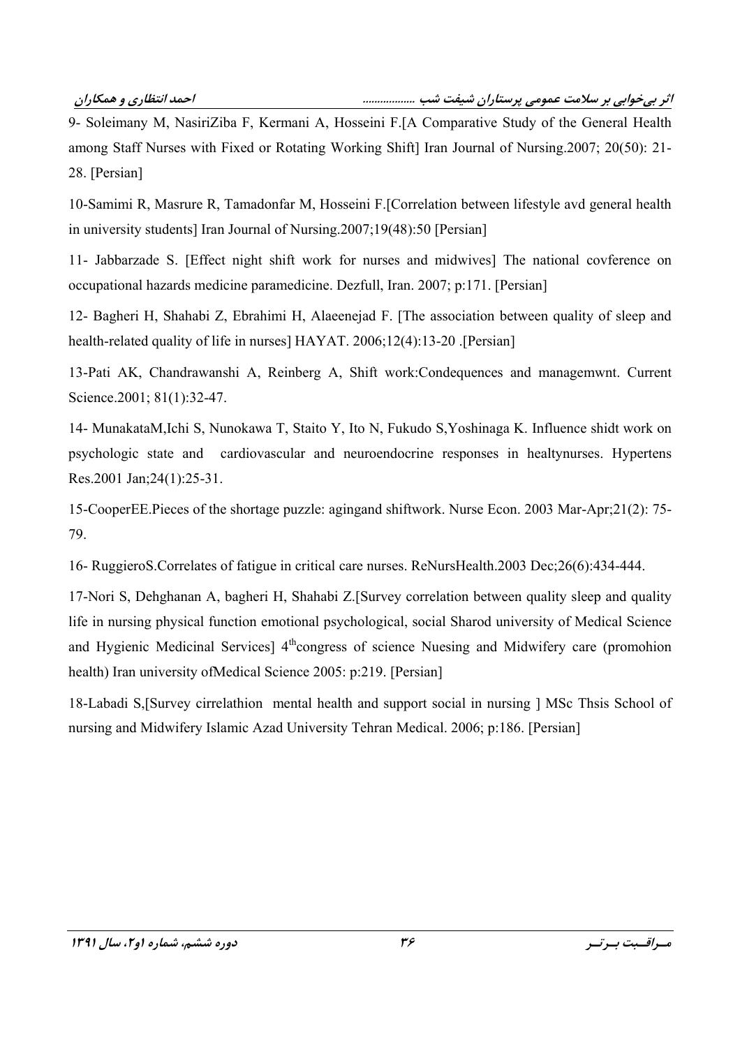9- Soleimany M, NasiriZiba F, Kermani A, Hosseini F.[A Comparative Study of the General Health among Staff Nurses with Fixed or Rotating Working Shift] Iran Journal of Nursing.2007; 20(50): 21-28. [Persian]

10-Samimi R, Masrure R, Tamadonfar M, Hosseini F.[Correlation between lifestyle avd general health in university students] Iran Journal of Nursing.2007;19(48):50 [Persian]

11- Jabbarzade S. [Effect night shift work for nurses and midwives] The national covference on occupational hazards medicine paramedicine. Dezfull, Iran. 2007; p:171. [Persian]

12- Bagheri H, Shahabi Z, Ebrahimi H, Alaeenejad F. [The association between quality of sleep and health-related quality of life in nurses] HAYAT. 2006;12(4):13-20 .[Persian]

13-Pati AK, Chandrawanshi A, Reinberg A, Shift work:Condequences and managemwnt. Current Science.2001; 81(1):32-47.

14- MunakataM,Ichi S, Nunokawa T, Staito Y, Ito N, Fukudo S,Yoshinaga K. Influence shidt work on psychologic state and cardiovascular and neuroendocrine responses in healtynurses. Hypertens Res.2001 Jan;24(1):25-31.

15-CooperEE.Pieces of the shortage puzzle: agingand shiftwork. Nurse Econ. 2003 Mar-Apr;21(2): 75-79.

16- RuggieroS.Correlates of fatigue in critical care nurses. ReNursHealth.2003 Dec;26(6):434-444.

17-Nori S, Dehghanan A, bagheri H, Shahabi Z.[Survey correlation between quality sleep and quality life in nursing physical function emotional psychological, social Sharod university of Medical Science and Hygienic Medicinal Services] 4th congress of science Nuesing and Midwifery care (promohion health) Iran university ofMedical Science 2005: p:219. [Persian]

18-Labadi S,[Survey cirrelathion mental health and support social in nursing ] MSc Thsis School of nursing and Midwifery Islamic Azad University Tehran Medical. 2006; p:186. [Persian]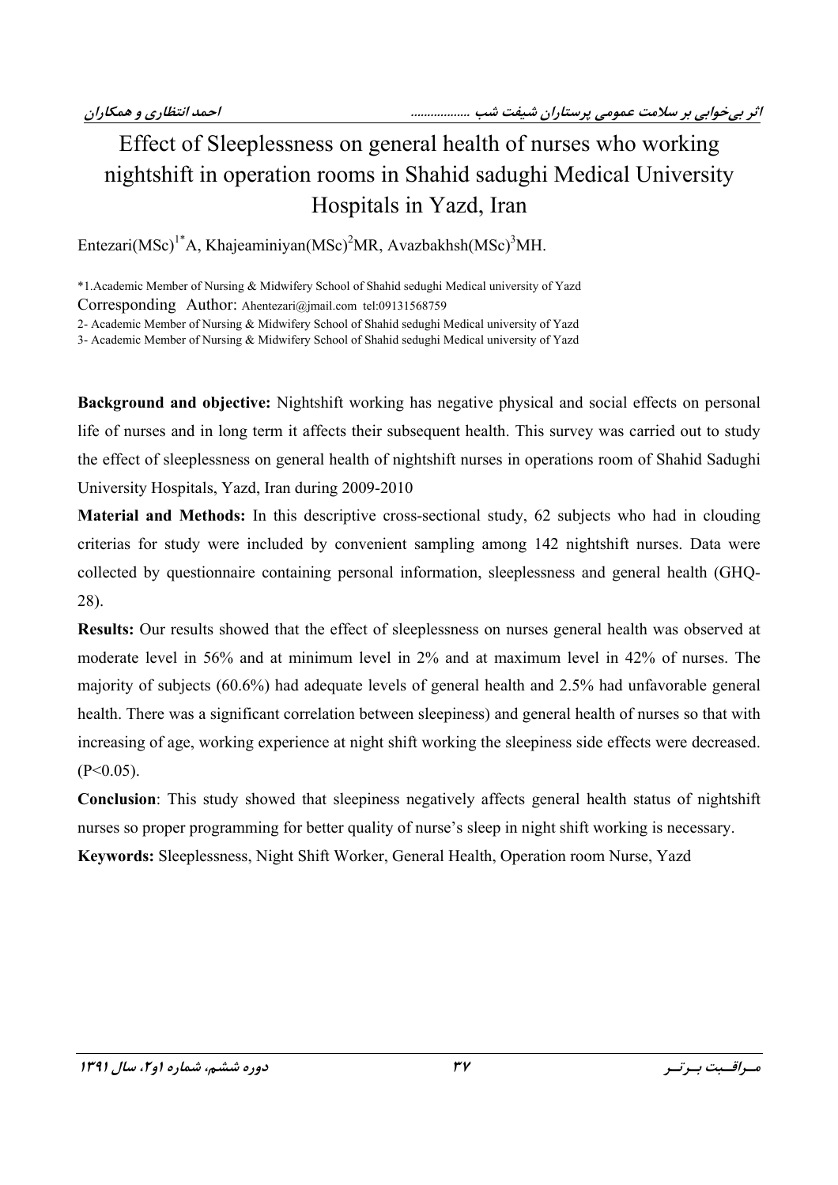# Effect of Sleeplessness on general health of nurses who working nightshift in operation rooms in Shahid sadughi Medical University Hospitals in Yazd, Iran

Entezari(MSc)[1*]A, Khajeaminiyan(MSc)[2]MR, Avazbakhsh(MSc)[3]MH.

*1.Academic Member of Nursing & Midwifery School of Shahid sedughi Medical university of Yazd
Corresponding Author: Ahentezari@jmail.com tel:09131568759
2- Academic Member of Nursing & Midwifery School of Shahid sedughi Medical university of Yazd
3- Academic Member of Nursing & Midwifery School of Shahid sedughi Medical university of Yazd

**Background and objective:** Nightshift working has negative physical and social effects on personal life of nurses and in long term it affects their subsequent health. This survey was carried out to study the effect of sleeplessness on general health of nightshift nurses in operations room of Shahid Sadughi University Hospitals, Yazd, Iran during 2009-2010

**Material and Methods:** In this descriptive cross-sectional study, 62 subjects who had in clouding criterias for study were included by convenient sampling among 142 nightshift nurses. Data were collected by questionnaire containing personal information, sleeplessness and general health (GHQ-28).

**Results:** Our results showed that the effect of sleeplessness on nurses general health was observed at moderate level in 56% and at minimum level in 2% and at maximum level in 42% of nurses. The majority of subjects (60.6%) had adequate levels of general health and 2.5% had unfavorable general health. There was a significant correlation between sleepiness) and general health of nurses so that with increasing of age, working experience at night shift working the sleepiness side effects were decreased. ($P<0.05$).

**Conclusion**: This study showed that sleepiness negatively affects general health status of nightshift nurses so proper programming for better quality of nurse's sleep in night shift working is necessary.

**Keywords:** Sleeplessness, Night Shift Worker, General Health, Operation room Nurse, Yazd